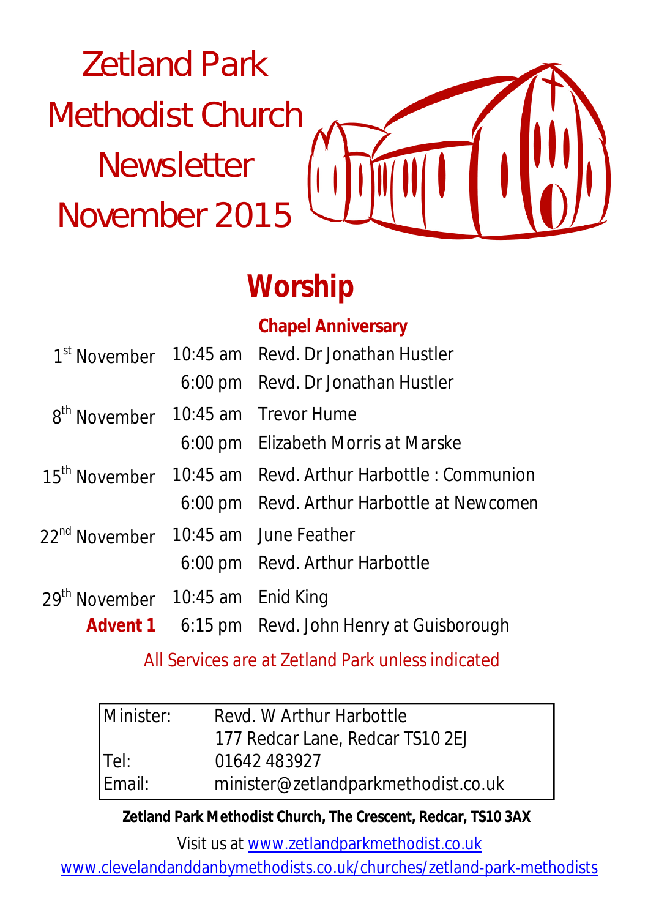# Zetland Park Methodist Church Newsletter November 2015

## Worship

| | | Chapel Anniversary |
|---|---|---|
| 1st November | 10:45 am | Revd. Dr Jonathan Hustler |
| | 6:00 pm | Revd. Dr Jonathan Hustler |
| 8th November | 10:45 am | Trevor Hume |
| | 6:00 pm | Elizabeth Morris at Marske |
| 15th November | 10:45 am | Revd. Arthur Harbottle : Communion |
| | 6:00 pm | Revd. Arthur Harbottle at Newcomen |
| 22nd November | 10:45 am | June Feather |
| | 6:00 pm | Revd. Arthur Harbottle |
| 29th November | 10:45 am | Enid King |
| **Advent 1** | 6:15 pm | Revd. John Henry at Guisborough |

All Services are at Zetland Park unless indicated

| | |
|---|---|
| Minister: | Revd. W Arthur Harbottle |
| | 177 Redcar Lane, Redcar TS10 2EJ |
| Tel: | 01642 483927 |
| Email: | minister@zetlandparkmethodist.co.uk |

**Zetland Park Methodist Church, The Crescent, Redcar, TS10 3AX**

Visit us at www.zetlandparkmethodist.co.uk

www.clevelandanddanbymethodists.co.uk/churches/zetland-park-methodists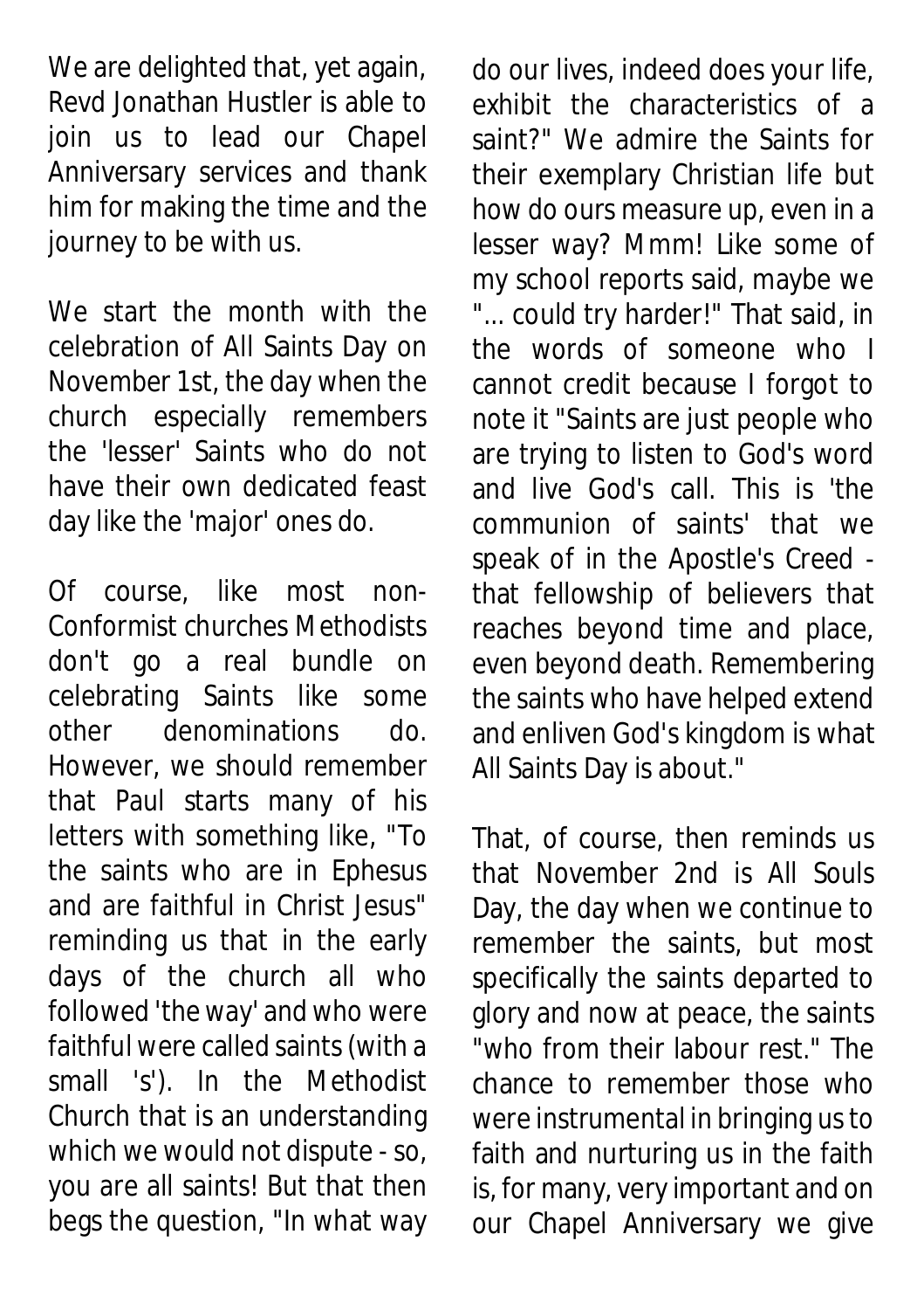We are delighted that, yet again, Revd Jonathan Hustler is able to join us to lead our Chapel Anniversary services and thank him for making the time and the journey to be with us.

We start the month with the celebration of All Saints Day on November 1st, the day when the church especially remembers the 'lesser' Saints who do not have their own dedicated feast day like the 'major' ones do.

Of course, like most non-Conformist churches Methodists don't go a real bundle on celebrating Saints like some other denominations do. However, we should remember that Paul starts many of his letters with something like, "To the saints who are in Ephesus and are faithful in Christ Jesus" reminding us that in the early days of the church all who followed 'the way' and who were faithful were called saints (with a small 's'). In the Methodist Church that is an understanding which we would not dispute - so, you are all saints! But that then begs the question, "In what way do our lives, indeed does your life, exhibit the characteristics of a saint?" We admire the Saints for their exemplary Christian life but how do ours measure up, even in a lesser way? Mmm! Like some of my school reports said, maybe we "... could try harder!" That said, in the words of someone who I cannot credit because I forgot to note it "Saints are just people who are trying to listen to God's word and live God's call. This is 'the communion of saints' that we speak of in the Apostle's Creed - that fellowship of believers that reaches beyond time and place, even beyond death. Remembering the saints who have helped extend and enliven God's kingdom is what All Saints Day is about."

That, of course, then reminds us that November 2nd is All Souls Day, the day when we continue to remember the saints, but most specifically the saints departed to glory and now at peace, the saints "who from their labour rest." The chance to remember those who were instrumental in bringing us to faith and nurturing us in the faith is, for many, very important and on our Chapel Anniversary we give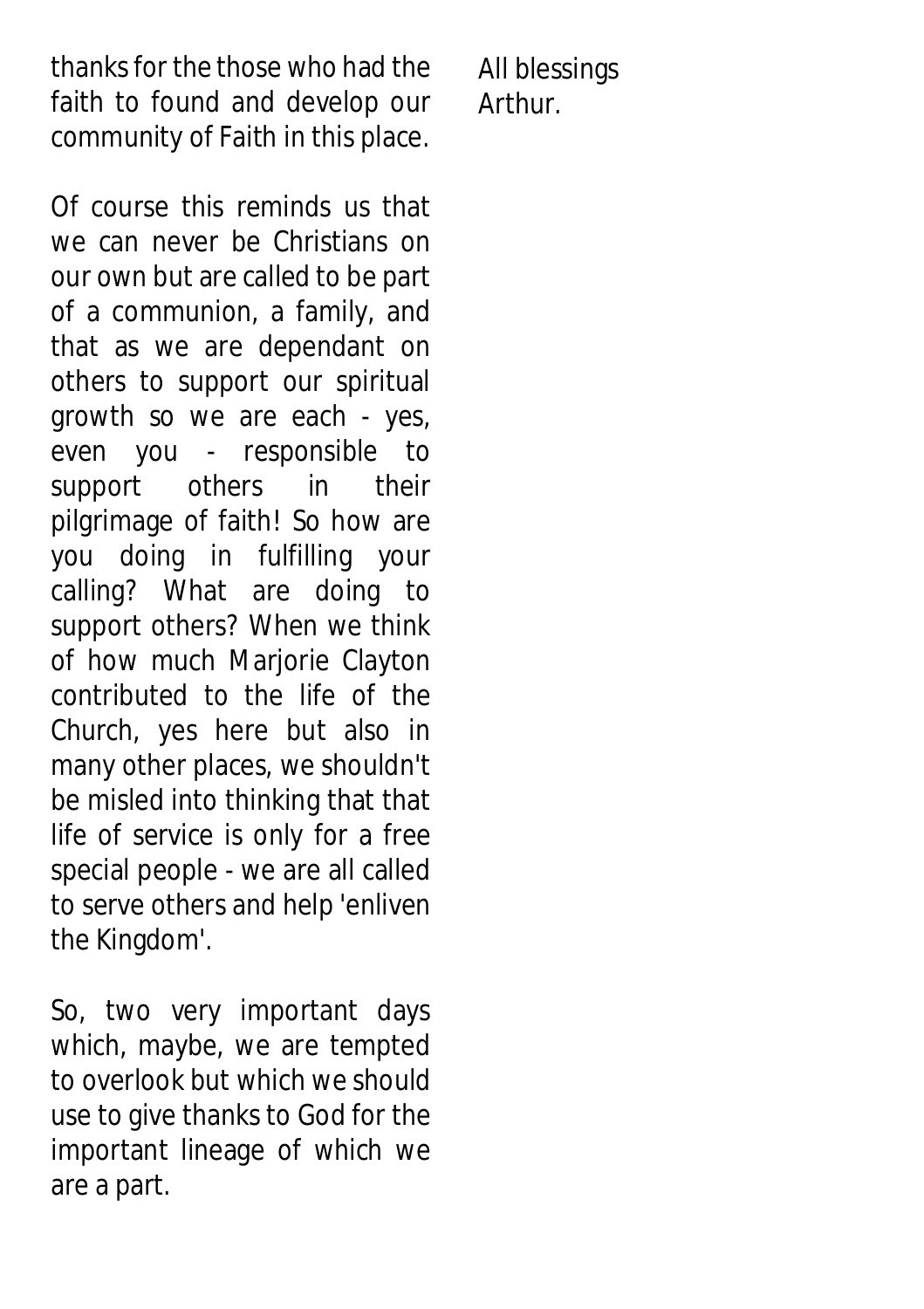thanks for the those who had the faith to found and develop our community of Faith in this place.

Of course this reminds us that we can never be Christians on our own but are called to be part of a communion, a family, and that as we are dependant on others to support our spiritual growth so we are each - yes, even you - responsible to support others in their pilgrimage of faith! So how are you doing in fulfilling your calling? What are doing to support others? When we think of how much Marjorie Clayton contributed to the life of the Church, yes here but also in many other places, we shouldn't be misled into thinking that that life of service is only for a free special people - we are all called to serve others and help 'enliven the Kingdom'.

So, two very important days which, maybe, we are tempted to overlook but which we should use to give thanks to God for the important lineage of which we are a part.

All blessings
Arthur.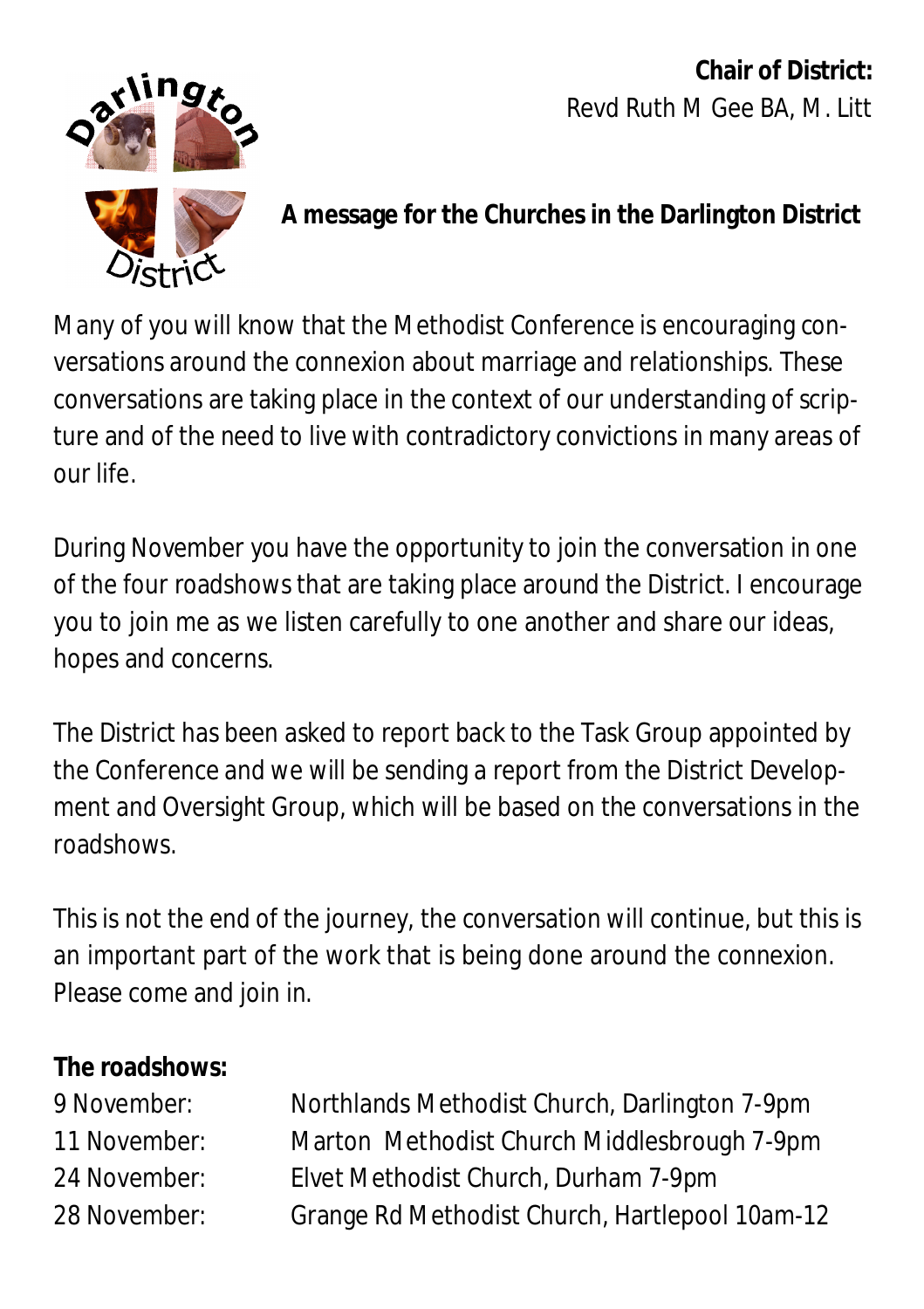**Chair of District:**
Revd Ruth M Gee BA, M. Litt

**A message for the Churches in the Darlington District**

Many of you will know that the Methodist Conference is encouraging conversations around the connexion about marriage and relationships. These conversations are taking place in the context of our understanding of scripture and of the need to live with contradictory convictions in many areas of our life.

During November you have the opportunity to join the conversation in one of the four roadshows that are taking place around the District. I encourage you to join me as we listen carefully to one another and share our ideas, hopes and concerns.

The District has been asked to report back to the Task Group appointed by the Conference and we will be sending a report from the District Development and Oversight Group, which will be based on the conversations in the roadshows.

This is not the end of the journey, the conversation will continue, but this is an important part of the work that is being done around the connexion. Please come and join in.

**The roadshows:**

| | |
|---|---|
| 9 November: | Northlands Methodist Church, Darlington 7-9pm |
| 11 November: | Marton Methodist Church Middlesbrough 7-9pm |
| 24 November: | Elvet Methodist Church, Durham 7-9pm |
| 28 November: | Grange Rd Methodist Church, Hartlepool 10am-12 |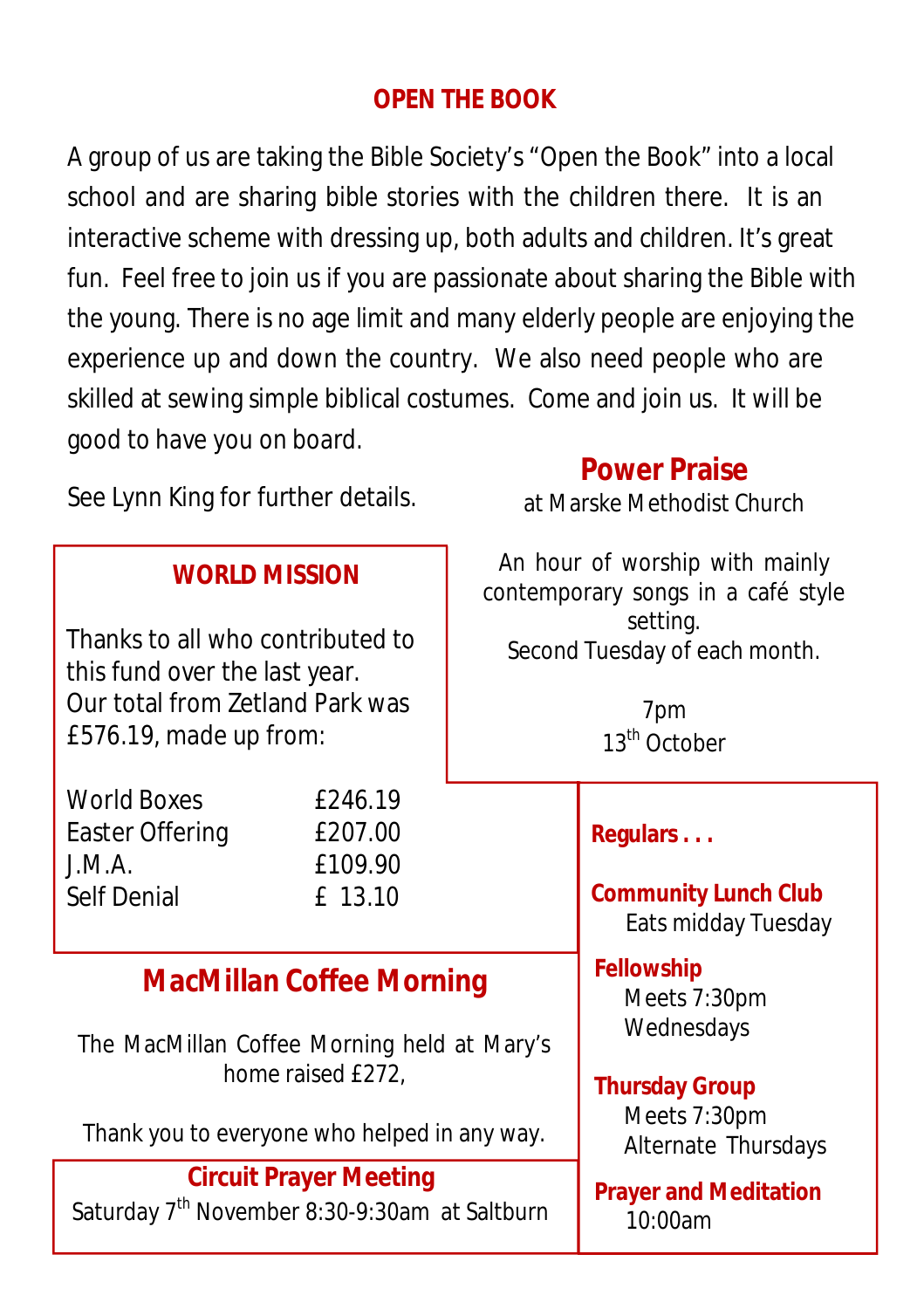## OPEN THE BOOK

A group of us are taking the Bible Society's "Open the Book" into a local school and are sharing bible stories with the children there. It is an interactive scheme with dressing up, both adults and children. It's great fun. Feel free to join us if you are passionate about sharing the Bible with the young. There is no age limit and many elderly people are enjoying the experience up and down the country. We also need people who are skilled at sewing simple biblical costumes. Come and join us. It will be good to have you on board.

See Lynn King for further details.

## WORLD MISSION

Thanks to all who contributed to this fund over the last year. Our total from Zetland Park was £576.19, made up from:

| | |
|---|---|
| World Boxes | £246.19 |
| Easter Offering | £207.00 |
| J.M.A. | £109.90 |
| Self Denial | £ 13.10 |

## Power Praise

at Marske Methodist Church

An hour of worship with mainly contemporary songs in a café style setting.
Second Tuesday of each month.

7pm
13th October

## MacMillan Coffee Morning

The MacMillan Coffee Morning held at Mary's home raised £272,

Thank you to everyone who helped in any way.

## Circuit Prayer Meeting

Saturday 7th November 8:30-9:30am at Saltburn

## Regulars . . .

**Community Lunch Club**
Eats midday Tuesday

**Fellowship**
Meets 7:30pm
Wednesdays

**Thursday Group**
Meets 7:30pm
Alternate Thursdays

**Prayer and Meditation**
10:00am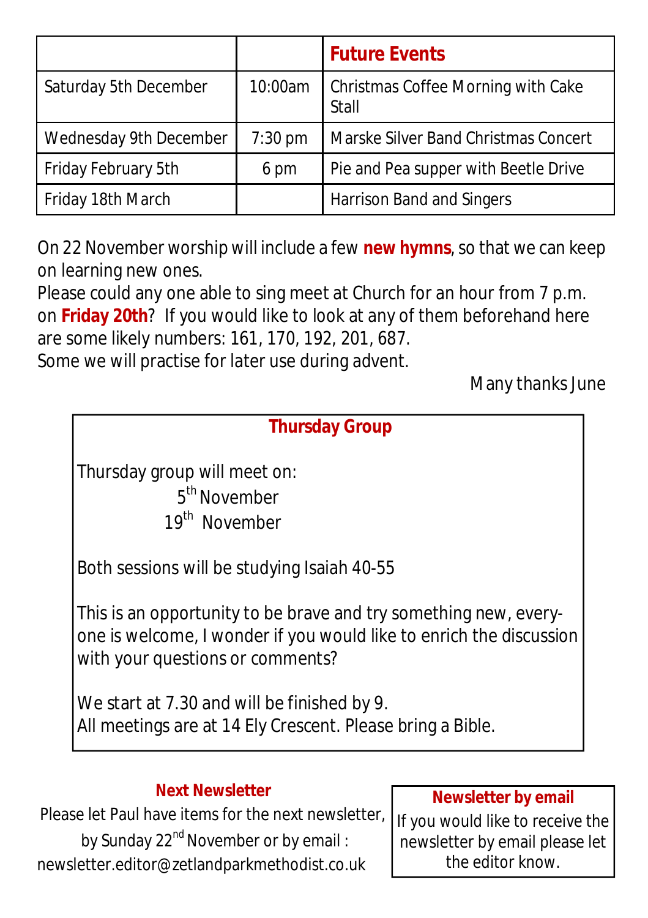| | | Future Events |
|---|---|---|
| Saturday 5th December | 10:00am | Christmas Coffee Morning with Cake Stall |
| Wednesday 9th December | 7:30 pm | Marske Silver Band Christmas Concert |
| Friday February 5th | 6 pm | Pie and Pea supper with Beetle Drive |
| Friday 18th March | | Harrison Band and Singers |

On 22 November worship will include a few **new hymns**, so that we can keep on learning new ones.
Please could any one able to sing meet at Church for an hour from 7 p.m. on **Friday 20th**? If you would like to look at any of them beforehand here are some likely numbers: 161, 170, 192, 201, 687.
Some we will practise for later use during advent.

Many thanks June

### Thursday Group

Thursday group will meet on:

5th November
19th November

Both sessions will be studying Isaiah 40-55

This is an opportunity to be brave and try something new, everyone is welcome, I wonder if you would like to enrich the discussion with your questions or comments?

We start at 7.30 and will be finished by 9.
All meetings are at 14 Ely Crescent. Please bring a Bible.

### Next Newsletter

Please let Paul have items for the next newsletter, by Sunday 22nd November or by email : newsletter.editor@zetlandparkmethodist.co.uk

### Newsletter by email

If you would like to receive the newsletter by email please let the editor know.